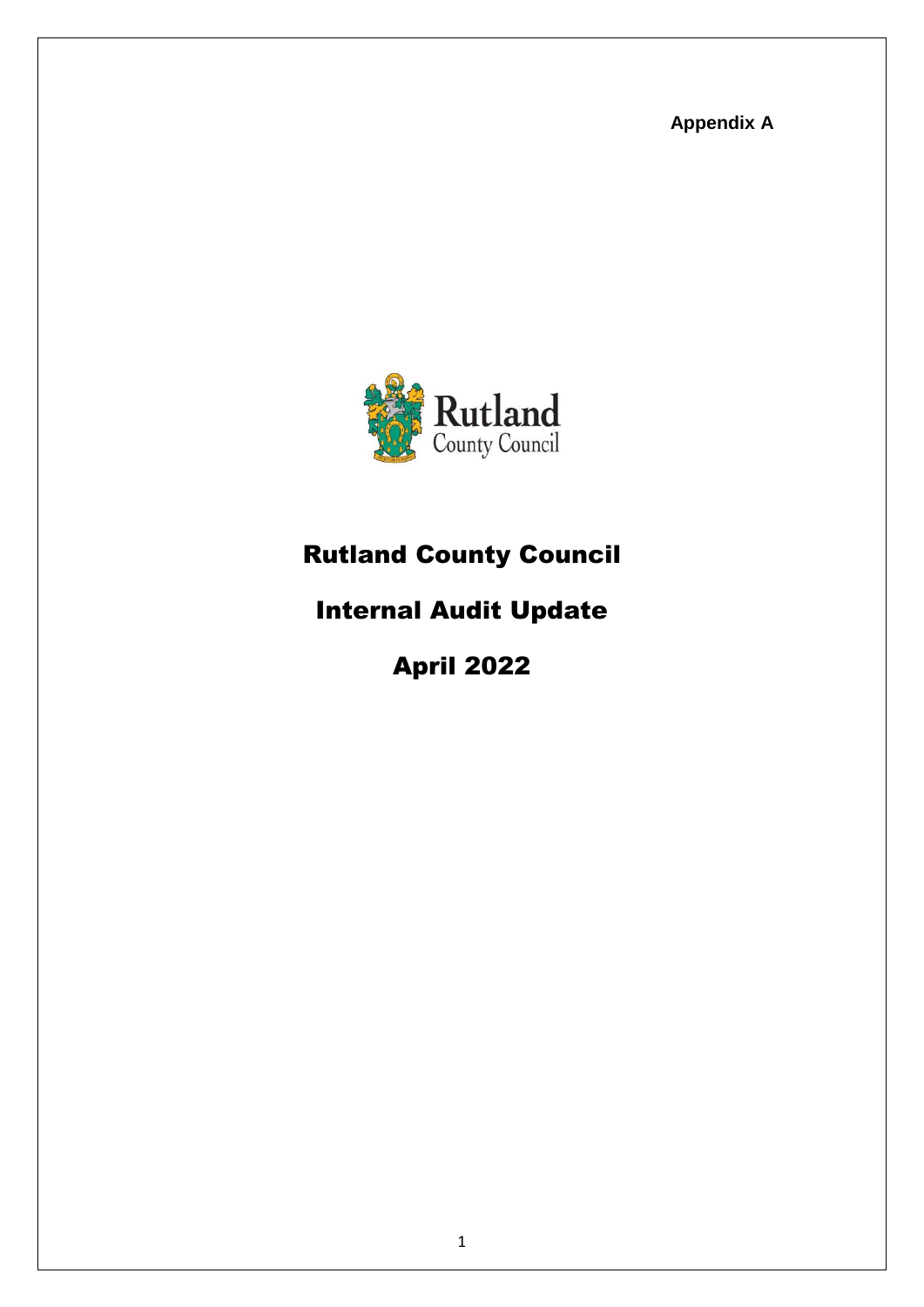**Appendix A**

Rutland
County Council

# Rutland County Council

# Internal Audit Update

# April 2022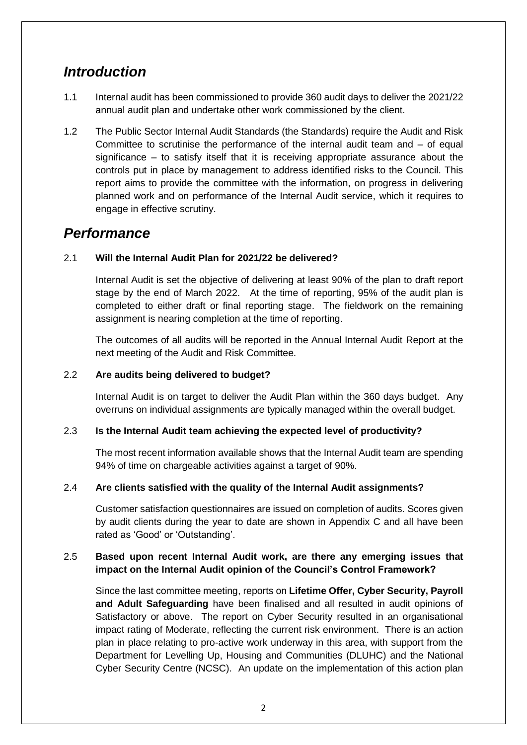## *Introduction*

1.1 Internal audit has been commissioned to provide 360 audit days to deliver the 2021/22 annual audit plan and undertake other work commissioned by the client.

1.2 The Public Sector Internal Audit Standards (the Standards) require the Audit and Risk Committee to scrutinise the performance of the internal audit team and – of equal significance – to satisfy itself that it is receiving appropriate assurance about the controls put in place by management to address identified risks to the Council. This report aims to provide the committee with the information, on progress in delivering planned work and on performance of the Internal Audit service, which it requires to engage in effective scrutiny.

## *Performance*

2.1 **Will the Internal Audit Plan for 2021/22 be delivered?**

Internal Audit is set the objective of delivering at least 90% of the plan to draft report stage by the end of March 2022. At the time of reporting, 95% of the audit plan is completed to either draft or final reporting stage. The fieldwork on the remaining assignment is nearing completion at the time of reporting.

The outcomes of all audits will be reported in the Annual Internal Audit Report at the next meeting of the Audit and Risk Committee.

2.2 **Are audits being delivered to budget?**

Internal Audit is on target to deliver the Audit Plan within the 360 days budget. Any overruns on individual assignments are typically managed within the overall budget.

2.3 **Is the Internal Audit team achieving the expected level of productivity?**

The most recent information available shows that the Internal Audit team are spending 94% of time on chargeable activities against a target of 90%.

2.4 **Are clients satisfied with the quality of the Internal Audit assignments?**

Customer satisfaction questionnaires are issued on completion of audits. Scores given by audit clients during the year to date are shown in Appendix C and all have been rated as 'Good' or 'Outstanding'.

2.5 **Based upon recent Internal Audit work, are there any emerging issues that impact on the Internal Audit opinion of the Council's Control Framework?**

Since the last committee meeting, reports on **Lifetime Offer, Cyber Security, Payroll and Adult Safeguarding** have been finalised and all resulted in audit opinions of Satisfactory or above. The report on Cyber Security resulted in an organisational impact rating of Moderate, reflecting the current risk environment. There is an action plan in place relating to pro-active work underway in this area, with support from the Department for Levelling Up, Housing and Communities (DLUHC) and the National Cyber Security Centre (NCSC). An update on the implementation of this action plan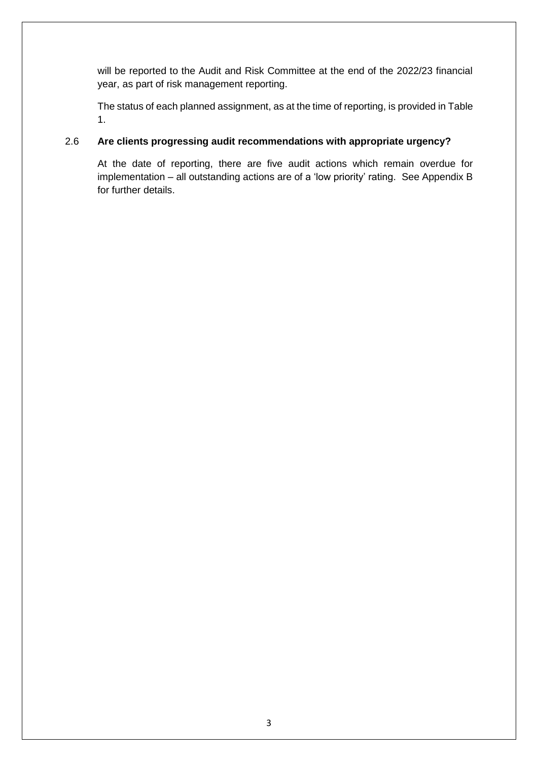will be reported to the Audit and Risk Committee at the end of the 2022/23 financial year, as part of risk management reporting.

The status of each planned assignment, as at the time of reporting, is provided in Table 1.

### 2.6 Are clients progressing audit recommendations with appropriate urgency?

At the date of reporting, there are five audit actions which remain overdue for implementation – all outstanding actions are of a 'low priority' rating. See Appendix B for further details.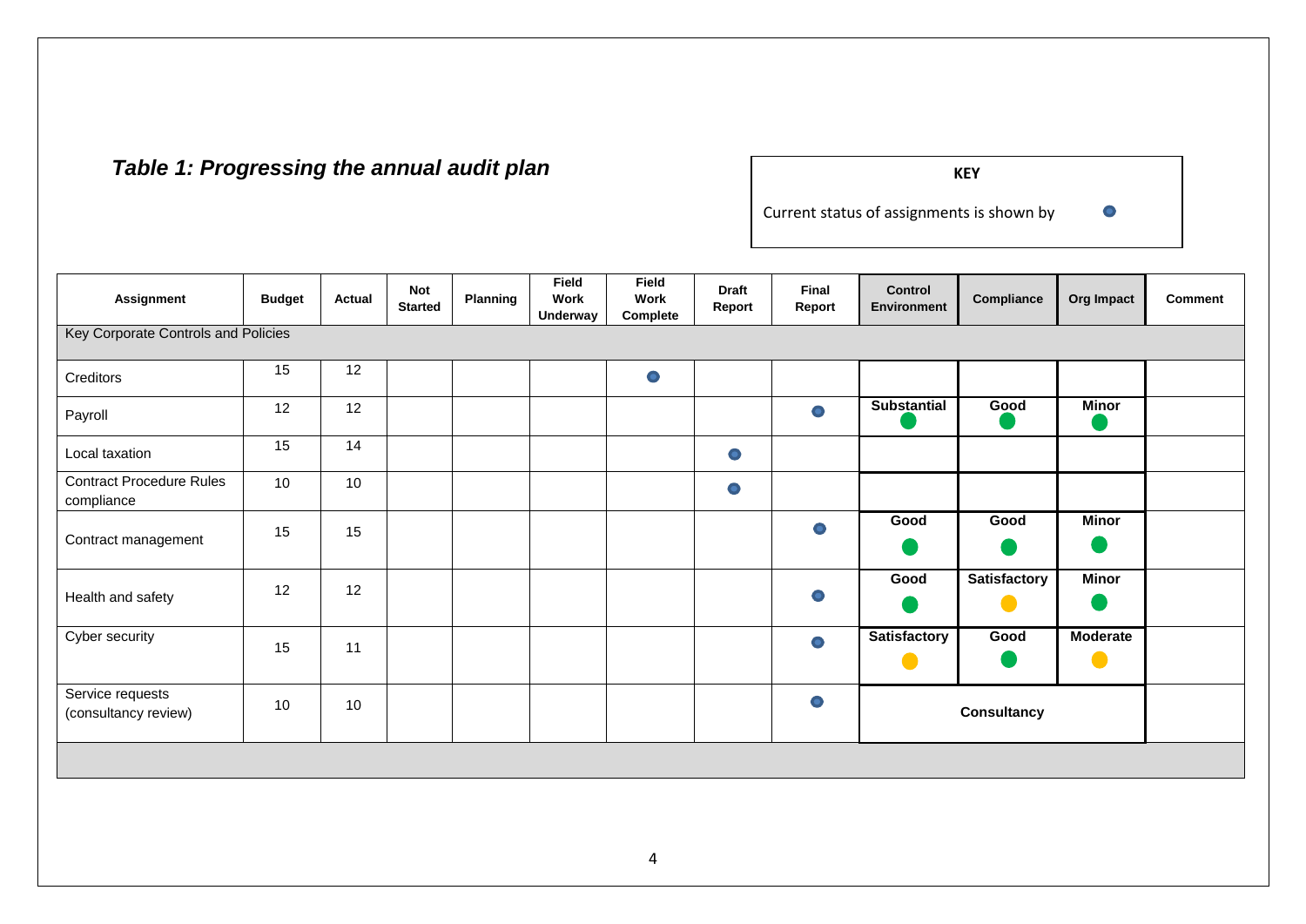### *Table 1: Progressing the annual audit plan*

| KEY |
|---|
| Current status of assignments is shown by ● |

| Assignment | Budget | Actual | Not Started | Planning | Field Work Underway | Field Work Complete | Draft Report | Final Report | Control Environment | Compliance | Org Impact | Comment |
|---|---|---|---|---|---|---|---|---|---|---|---|---|
| Key Corporate Controls and Policies | | | | | | | | | | | | |
| Creditors | 15 | 12 | | | | ● | | | | | | |
| Payroll | 12 | 12 | | | | | | ● | Substantial ● | Good ● | Minor ● | |
| Local taxation | 15 | 14 | | | | | ● | | | | | |
| Contract Procedure Rules compliance | 10 | 10 | | | | | ● | | | | | |
| Contract management | 15 | 15 | | | | | | ● | Good ● | Good ● | Minor ● | |
| Health and safety | 12 | 12 | | | | | | ● | Good ● | Satisfactory ● | Minor ● | |
| Cyber security | 15 | 11 | | | | | | ● | Satisfactory ● | Good ● | Moderate ● | |
| Service requests (consultancy review) | 10 | 10 | | | | | | ● | Consultancy | | | |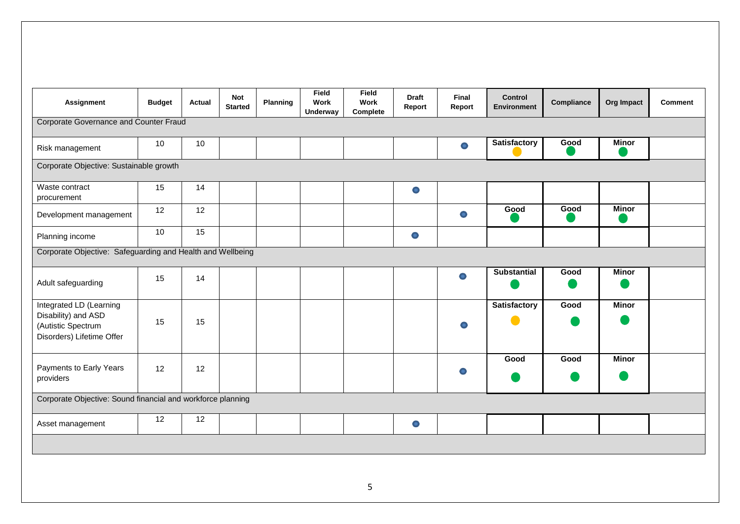| Assignment | Budget | Actual | Not Started | Planning | Field Work Underway | Field Work Complete | Draft Report | Final Report | Control Environment | Compliance | Org Impact | Comment |
|---|---|---|---|---|---|---|---|---|---|---|---|---|
| Corporate Governance and Counter Fraud | | | | | | | | | | | | |
| Risk management | 10 | 10 | | | | | | ● | Satisfactory ● | Good ● | Minor ● | |
| Corporate Objective: Sustainable growth | | | | | | | | | | | | |
| Waste contract procurement | 15 | 14 | | | | | ● | | | | | |
| Development management | 12 | 12 | | | | | | ● | Good ● | Good ● | Minor ● | |
| Planning income | 10 | 15 | | | | | ● | | | | | |
| Corporate Objective: Safeguarding and Health and Wellbeing | | | | | | | | | | | | |
| Adult safeguarding | 15 | 14 | | | | | | ● | Substantial ● | Good ● | Minor ● | |
| Integrated LD (Learning Disability) and ASD (Autistic Spectrum Disorders) Lifetime Offer | 15 | 15 | | | | | | ● | Satisfactory ● | Good ● | Minor ● | |
| Payments to Early Years providers | 12 | 12 | | | | | | ● | Good ● | Good ● | Minor ● | |
| Corporate Objective: Sound financial and workforce planning | | | | | | | | | | | | |
| Asset management | 12 | 12 | | | | | ● | | | | | |
| | | | | | | | | | | | | |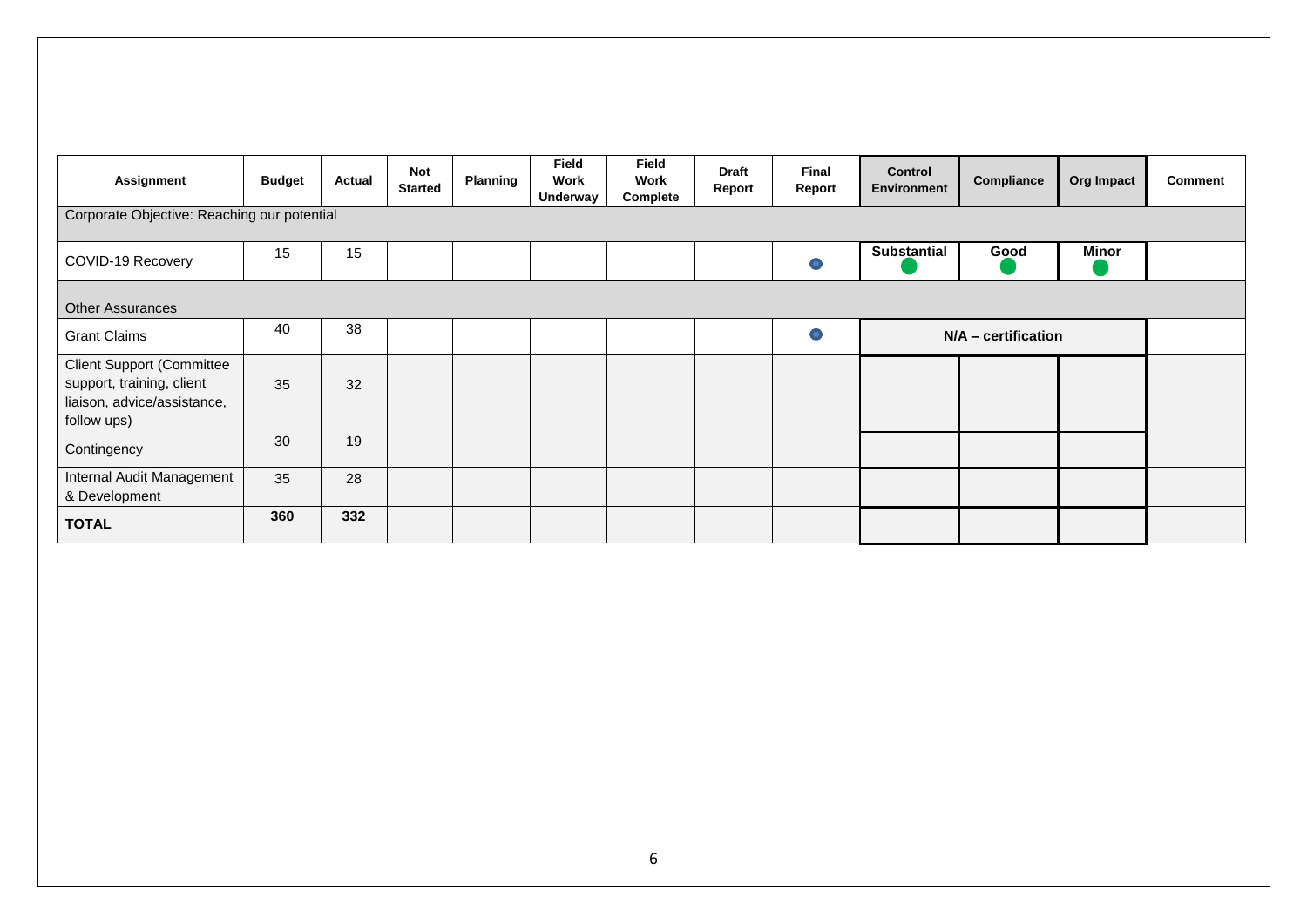| Assignment | Budget | Actual | Not Started | Planning | Field Work Underway | Field Work Complete | Draft Report | Final Report | Control Environment | Compliance | Org Impact | Comment |
|---|---|---|---|---|---|---|---|---|---|---|---|---|
| Corporate Objective: Reaching our potential | | | | | | | | | | | | |
| COVID-19 Recovery | 15 | 15 | | | | | | ● | Substantial ● | Good ● | Minor ● | |
| Other Assurances | | | | | | | | | | | | |
| Grant Claims | 40 | 38 | | | | | | ● | N/A – certification | | | |
| Client Support (Committee support, training, client liaison, advice/assistance, follow ups) | 35 | 32 | | | | | | | | | | |
| Contingency | 30 | 19 | | | | | | | | | | |
| Internal Audit Management & Development | 35 | 28 | | | | | | | | | | |
| **TOTAL** | **360** | **332** | | | | | | | | | | |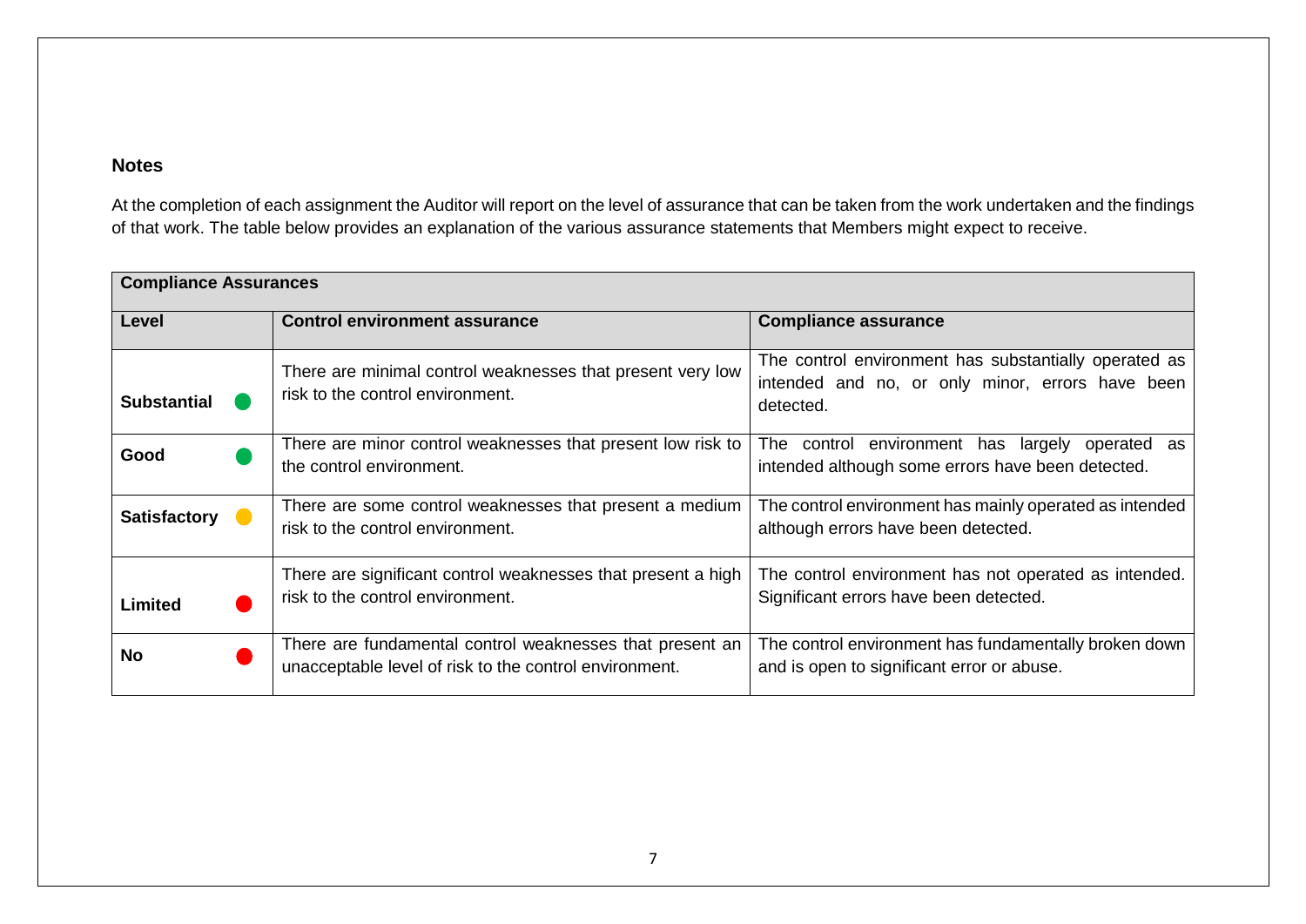**Notes**

At the completion of each assignment the Auditor will report on the level of assurance that can be taken from the work undertaken and the findings of that work. The table below provides an explanation of the various assurance statements that Members might expect to receive.

| Compliance Assurances | | |
|---|---|---|
| **Level** | **Control environment assurance** | **Compliance assurance** |
| **Substantial** | There are minimal control weaknesses that present very low risk to the control environment. | The control environment has substantially operated as intended and no, or only minor, errors have been detected. |
| **Good** | There are minor control weaknesses that present low risk to the control environment. | The control environment has largely operated as intended although some errors have been detected. |
| **Satisfactory** | There are some control weaknesses that present a medium risk to the control environment. | The control environment has mainly operated as intended although errors have been detected. |
| **Limited** | There are significant control weaknesses that present a high risk to the control environment. | The control environment has not operated as intended. Significant errors have been detected. |
| **No** | There are fundamental control weaknesses that present an unacceptable level of risk to the control environment. | The control environment has fundamentally broken down and is open to significant error or abuse. |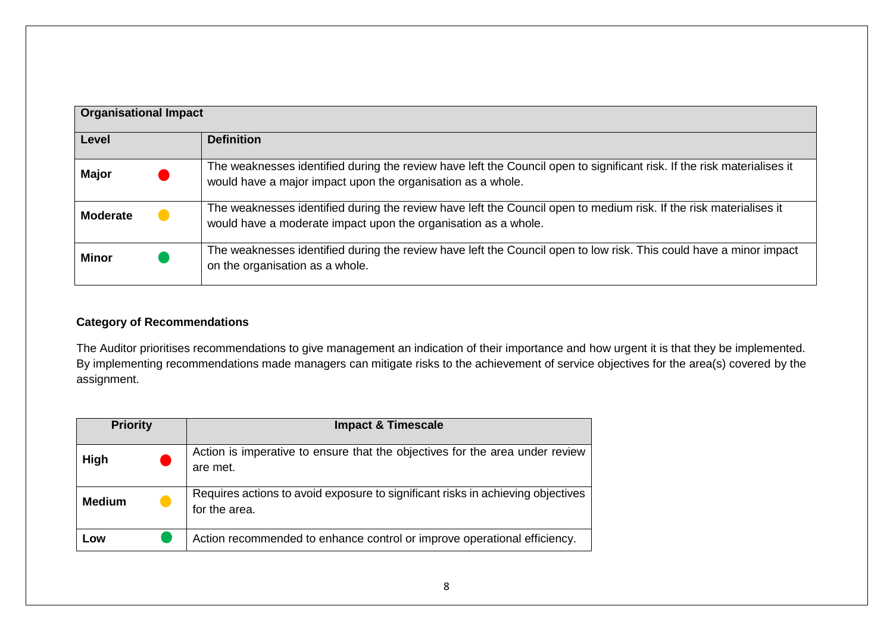| Organisational Impact | |
|---|---|
| **Level** | **Definition** |
| **Major** 🔴 | The weaknesses identified during the review have left the Council open to significant risk. If the risk materialises it would have a major impact upon the organisation as a whole. |
| **Moderate** 🟡 | The weaknesses identified during the review have left the Council open to medium risk. If the risk materialises it would have a moderate impact upon the organisation as a whole. |
| **Minor** 🟢 | The weaknesses identified during the review have left the Council open to low risk. This could have a minor impact on the organisation as a whole. |

**Category of Recommendations**

The Auditor prioritises recommendations to give management an indication of their importance and how urgent it is that they be implemented. By implementing recommendations made managers can mitigate risks to the achievement of service objectives for the area(s) covered by the assignment.

| Priority | Impact & Timescale |
|---|---|
| **High** 🔴 | Action is imperative to ensure that the objectives for the area under review are met. |
| **Medium** 🟡 | Requires actions to avoid exposure to significant risks in achieving objectives for the area. |
| **Low** 🟢 | Action recommended to enhance control or improve operational efficiency. |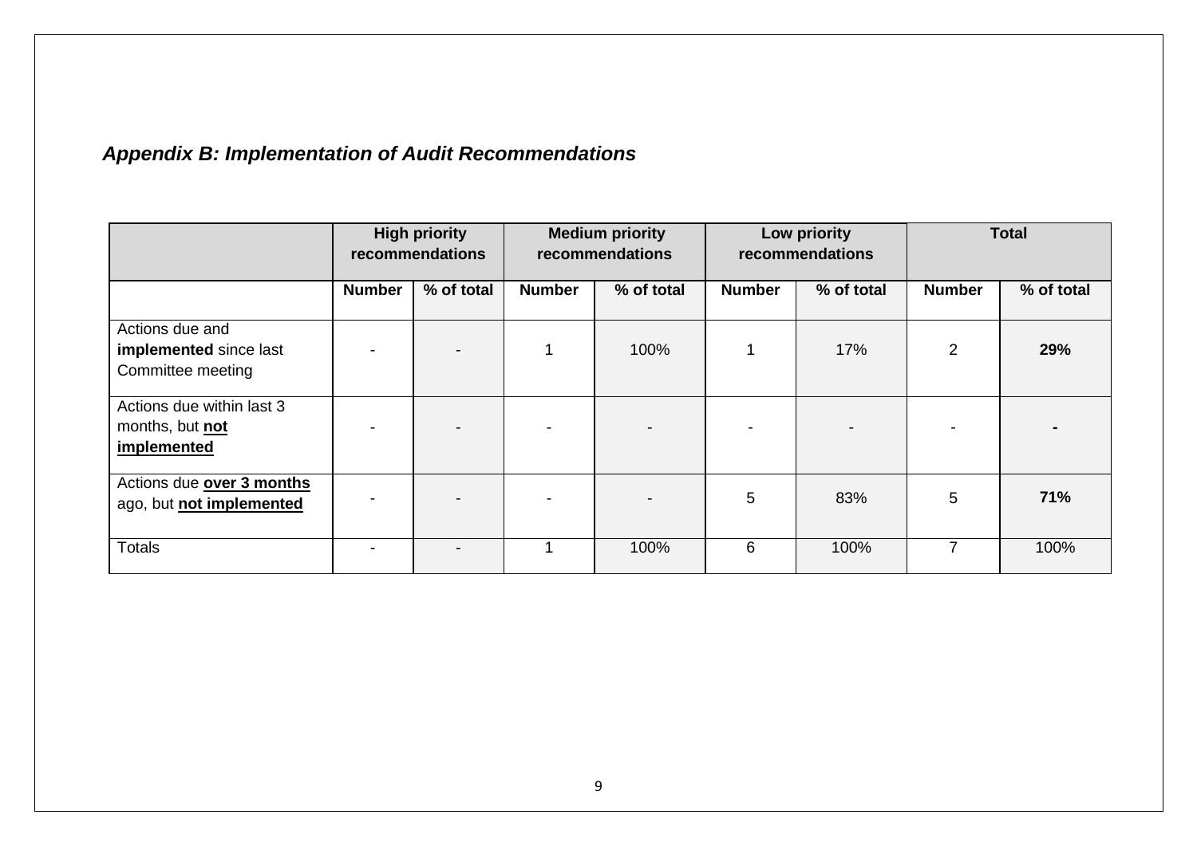*Appendix B: Implementation of Audit Recommendations*

| | High priority recommendations | | Medium priority recommendations | | Low priority recommendations | | Total | |
|---|---|---|---|---|---|---|---|---|
| | **Number** | **% of total** | **Number** | **% of total** | **Number** | **% of total** | **Number** | **% of total** |
| Actions due and **implemented** since last Committee meeting | - | - | 1 | 100% | 1 | 17% | 2 | **29%** |
| Actions due within last 3 months, but **not implemented** | - | - | - | - | - | - | - | **-** |
| Actions due **over 3 months** ago, but **not implemented** | - | - | - | - | 5 | 83% | 5 | **71%** |
| Totals | - | - | 1 | 100% | 6 | 100% | 7 | 100% |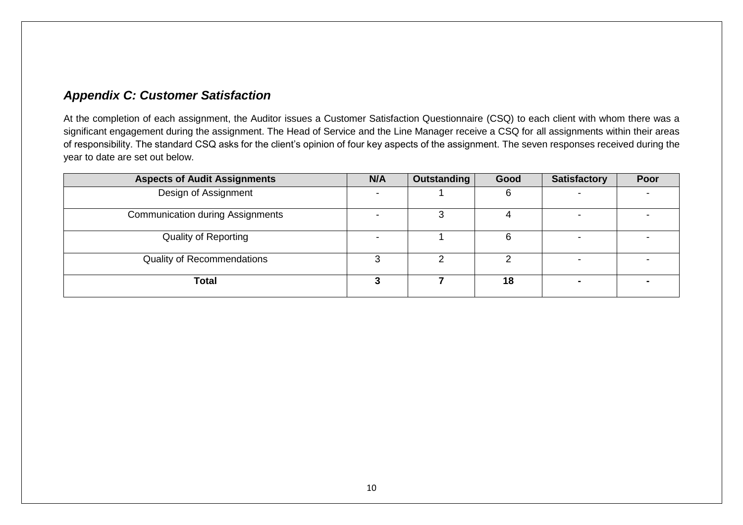## *Appendix C: Customer Satisfaction*

At the completion of each assignment, the Auditor issues a Customer Satisfaction Questionnaire (CSQ) to each client with whom there was a significant engagement during the assignment. The Head of Service and the Line Manager receive a CSQ for all assignments within their areas of responsibility. The standard CSQ asks for the client's opinion of four key aspects of the assignment. The seven responses received during the year to date are set out below.

| Aspects of Audit Assignments | N/A | Outstanding | Good | Satisfactory | Poor |
|---|---|---|---|---|---|
| Design of Assignment | - | 1 | 6 | - | - |
| Communication during Assignments | - | 3 | 4 | - | - |
| Quality of Reporting | - | 1 | 6 | - | - |
| Quality of Recommendations | 3 | 2 | 2 | - | - |
| **Total** | **3** | **7** | **18** | **-** | **-** |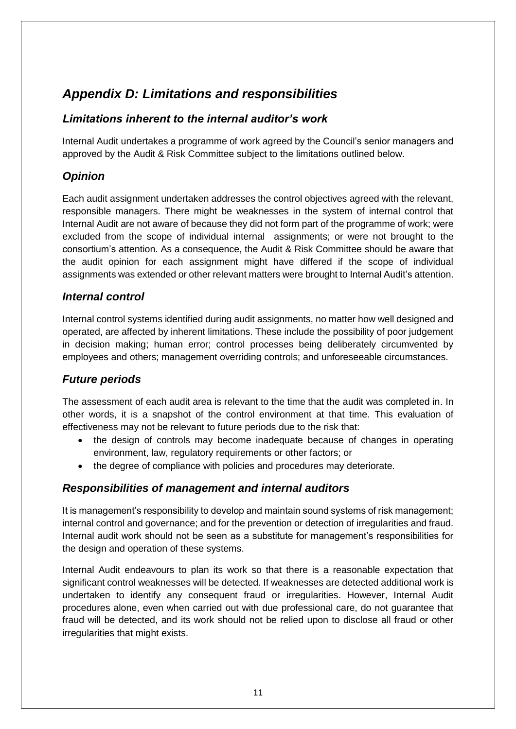# *Appendix D: Limitations and responsibilities*

## *Limitations inherent to the internal auditor's work*

Internal Audit undertakes a programme of work agreed by the Council's senior managers and approved by the Audit & Risk Committee subject to the limitations outlined below.

## *Opinion*

Each audit assignment undertaken addresses the control objectives agreed with the relevant, responsible managers. There might be weaknesses in the system of internal control that Internal Audit are not aware of because they did not form part of the programme of work; were excluded from the scope of individual internal assignments; or were not brought to the consortium's attention. As a consequence, the Audit & Risk Committee should be aware that the audit opinion for each assignment might have differed if the scope of individual assignments was extended or other relevant matters were brought to Internal Audit's attention.

## *Internal control*

Internal control systems identified during audit assignments, no matter how well designed and operated, are affected by inherent limitations. These include the possibility of poor judgement in decision making; human error; control processes being deliberately circumvented by employees and others; management overriding controls; and unforeseeable circumstances.

## *Future periods*

The assessment of each audit area is relevant to the time that the audit was completed in. In other words, it is a snapshot of the control environment at that time. This evaluation of effectiveness may not be relevant to future periods due to the risk that:

- the design of controls may become inadequate because of changes in operating environment, law, regulatory requirements or other factors; or
- the degree of compliance with policies and procedures may deteriorate.

## *Responsibilities of management and internal auditors*

It is management's responsibility to develop and maintain sound systems of risk management; internal control and governance; and for the prevention or detection of irregularities and fraud. Internal audit work should not be seen as a substitute for management's responsibilities for the design and operation of these systems.

Internal Audit endeavours to plan its work so that there is a reasonable expectation that significant control weaknesses will be detected. If weaknesses are detected additional work is undertaken to identify any consequent fraud or irregularities. However, Internal Audit procedures alone, even when carried out with due professional care, do not guarantee that fraud will be detected, and its work should not be relied upon to disclose all fraud or other irregularities that might exists.